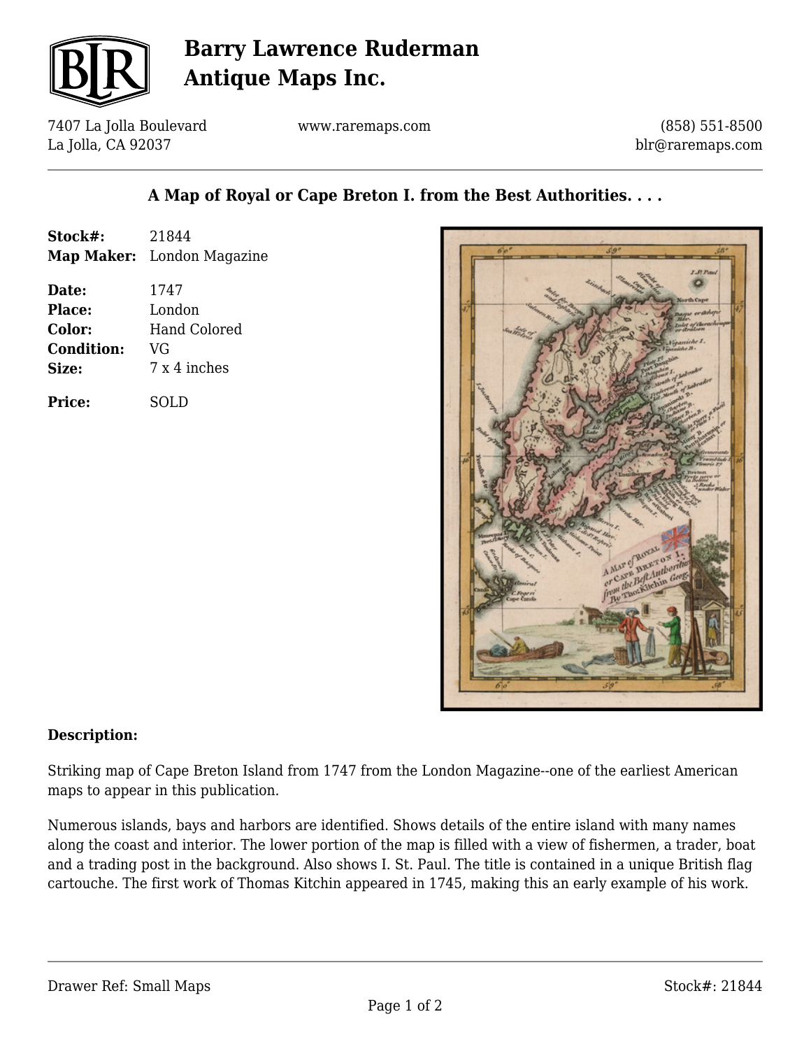# Barry Lawrence Ruderman Antique Maps Inc.

7407 La Jolla Boulevard
La Jolla, CA 92037

www.raremaps.com

(858) 551-8500
blr@raremaps.com

## A Map of Royal or Cape Breton I. from the Best Authorities. . . .

| | |
|---|---|
| **Stock#:** | 21844 |
| **Map Maker:** | London Magazine |
| **Date:** | 1747 |
| **Place:** | London |
| **Color:** | Hand Colored |
| **Condition:** | VG |
| **Size:** | 7 x 4 inches |
| **Price:** | SOLD |

### Description:

Striking map of Cape Breton Island from 1747 from the London Magazine--one of the earliest American maps to appear in this publication.

Numerous islands, bays and harbors are identified. Shows details of the entire island with many names along the coast and interior. The lower portion of the map is filled with a view of fishermen, a trader, boat and a trading post in the background. Also shows I. St. Paul. The title is contained in a unique British flag cartouche. The first work of Thomas Kitchin appeared in 1745, making this an early example of his work.

Drawer Ref: Small Maps

Stock#: 21844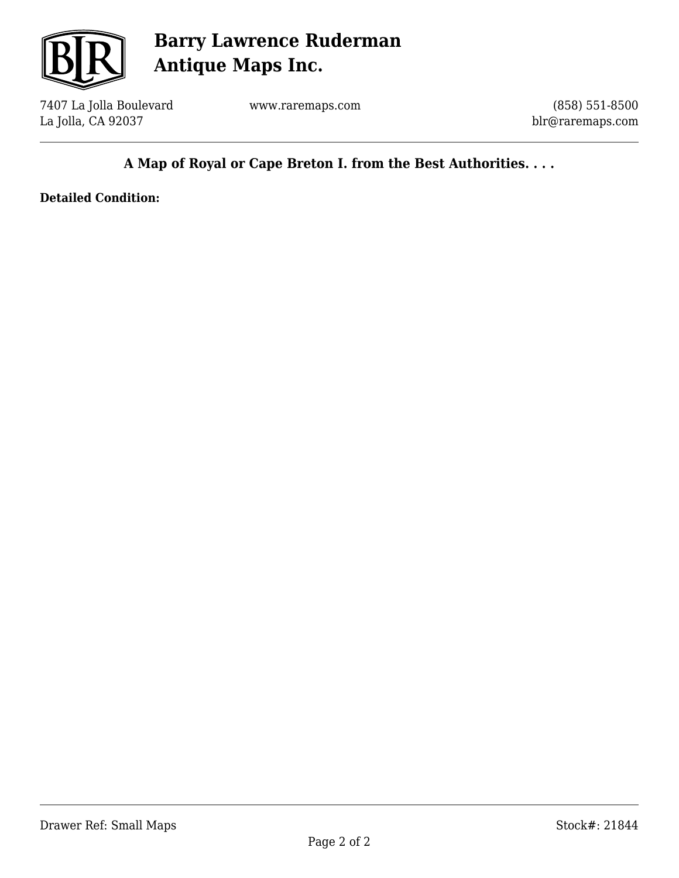### A Map of Royal or Cape Breton I. from the Best Authorities. . . .

**Detailed Condition:**